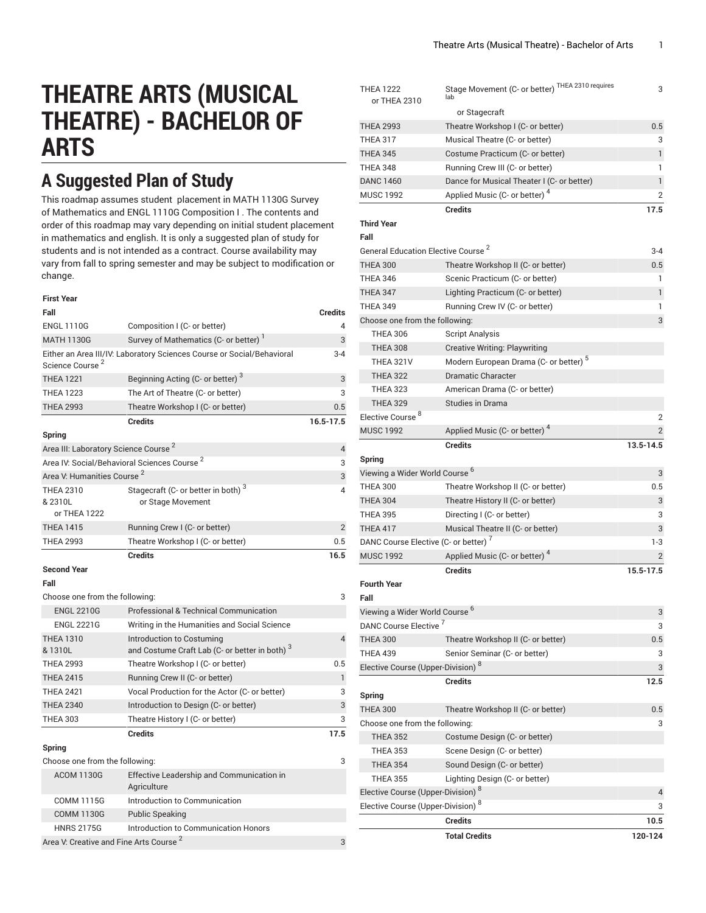# THEATRE ARTS (MUSICAL THEATRE) - BACHELOR OF ARTS

## A Suggested Plan of Study

This roadmap assumes student placement in MATH 1130G Survey of Mathematics and ENGL 1110G Composition I . The contents and order of this roadmap may vary depending on initial student placement in mathematics and english. It is only a suggested plan of study for students and is not intended as a contract. Course availability may vary from fall to spring semester and may be subject to modification or change.

| First Year | | |
|---|---|---|
| **Fall** | | **Credits** |
| ENGL 1110G | Composition I (C- or better) | 4 |
| MATH 1130G | Survey of Mathematics (C- or better) [1] | 3 |
| Either an Area III/IV: Laboratory Sciences Course or Social/Behavioral Science Course [2] | | 3-4 |
| THEA 1221 | Beginning Acting (C- or better) [3] | 3 |
| THEA 1223 | The Art of Theatre (C- or better) | 3 |
| THEA 2993 | Theatre Workshop I (C- or better) | 0.5 |
| | **Credits** | **16.5-17.5** |
| **Spring** | | |
| Area III: Laboratory Science Course [2] | | 4 |
| Area IV: Social/Behavioral Sciences Course [2] | | 3 |
| Area V: Humanities Course [2] | | 3 |
| THEA 2310 & 2310L or THEA 1222 | Stagecraft (C- or better in both) [3] or Stage Movement | 4 |
| THEA 1415 | Running Crew I (C- or better) | 2 |
| THEA 2993 | Theatre Workshop I (C- or better) | 0.5 |
| | **Credits** | **16.5** |
| **Second Year** | | |
| **Fall** | | |
| Choose one from the following: | | 3 |
| ENGL 2210G | Professional & Technical Communication | |
| ENGL 2221G | Writing in the Humanities and Social Science | |
| THEA 1310 & 1310L | Introduction to Costuming and Costume Craft Lab (C- or better in both) [3] | 4 |
| THEA 2993 | Theatre Workshop I (C- or better) | 0.5 |
| THEA 2415 | Running Crew II (C- or better) | 1 |
| THEA 2421 | Vocal Production for the Actor (C- or better) | 3 |
| THEA 2340 | Introduction to Design (C- or better) | 3 |
| THEA 303 | Theatre History I (C- or better) | 3 |
| | **Credits** | **17.5** |
| **Spring** | | |
| Choose one from the following: | | 3 |
| ACOM 1130G | Effective Leadership and Communication in Agriculture | |
| COMM 1115G | Introduction to Communication | |
| COMM 1130G | Public Speaking | |
| HNRS 2175G | Introduction to Communication Honors | |
| Area V: Creative and Fine Arts Course [2] | | 3 |
| THEA 1222 or THEA 2310 | Stage Movement (C- or better) THEA 2310 requires lab or Stagecraft | 3 |
| THEA 2993 | Theatre Workshop I (C- or better) | 0.5 |
| THEA 317 | Musical Theatre (C- or better) | 3 |
| THEA 345 | Costume Practicum (C- or better) | 1 |
| THEA 348 | Running Crew III (C- or better) | 1 |
| DANC 1460 | Dance for Musical Theater I (C- or better) | 1 |
| MUSC 1992 | Applied Music (C- or better) [4] | 2 |
| | **Credits** | **17.5** |
| **Third Year** | | |
| **Fall** | | |
| General Education Elective Course [2] | | 3-4 |
| THEA 300 | Theatre Workshop II (C- or better) | 0.5 |
| THEA 346 | Scenic Practicum (C- or better) | 1 |
| THEA 347 | Lighting Practicum (C- or better) | 1 |
| THEA 349 | Running Crew IV (C- or better) | 1 |
| Choose one from the following: | | 3 |
| THEA 306 | Script Analysis | |
| THEA 308 | Creative Writing: Playwriting | |
| THEA 321V | Modern European Drama (C- or better) [5] | |
| THEA 322 | Dramatic Character | |
| THEA 323 | American Drama (C- or better) | |
| THEA 329 | Studies in Drama | |
| Elective Course [8] | | 2 |
| MUSC 1992 | Applied Music (C- or better) [4] | 2 |
| | **Credits** | **13.5-14.5** |
| **Spring** | | |
| Viewing a Wider World Course [6] | | 3 |
| THEA 300 | Theatre Workshop II (C- or better) | 0.5 |
| THEA 304 | Theatre History II (C- or better) | 3 |
| THEA 395 | Directing I (C- or better) | 3 |
| THEA 417 | Musical Theatre II (C- or better) | 3 |
| DANC Course Elective (C- or better) [7] | | 1-3 |
| MUSC 1992 | Applied Music (C- or better) [4] | 2 |
| | **Credits** | **15.5-17.5** |
| **Fourth Year** | | |
| **Fall** | | |
| Viewing a Wider World Course [6] | | 3 |
| DANC Course Elective [7] | | 3 |
| THEA 300 | Theatre Workshop II (C- or better) | 0.5 |
| THEA 439 | Senior Seminar (C- or better) | 3 |
| Elective Course (Upper-Division) [8] | | 3 |
| | **Credits** | **12.5** |
| **Spring** | | |
| THEA 300 | Theatre Workshop II (C- or better) | 0.5 |
| Choose one from the following: | | 3 |
| THEA 352 | Costume Design (C- or better) | |
| THEA 353 | Scene Design (C- or better) | |
| THEA 354 | Sound Design (C- or better) | |
| THEA 355 | Lighting Design (C- or better) | |
| Elective Course (Upper-Division) [8] | | 4 |
| Elective Course (Upper-Division) [8] | | 3 |
| | **Credits** | **10.5** |
| | **Total Credits** | **120-124** |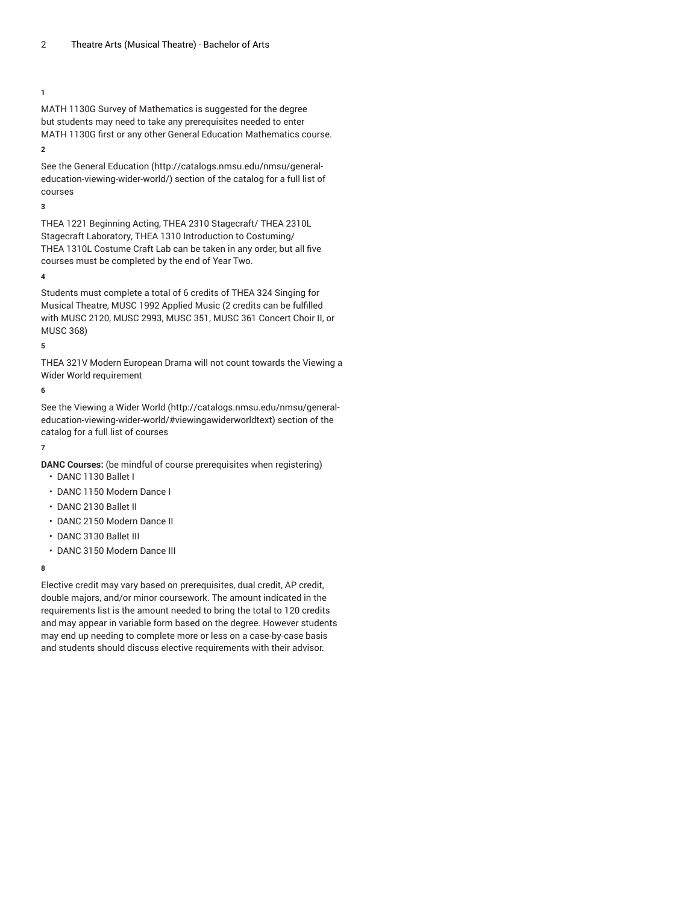1

MATH 1130G Survey of Mathematics is suggested for the degree but students may need to take any prerequisites needed to enter MATH 1130G first or any other General Education Mathematics course.

2

See the General Education (http://catalogs.nmsu.edu/nmsu/general-education-viewing-wider-world/) section of the catalog for a full list of courses

3

THEA 1221 Beginning Acting, THEA 2310 Stagecraft/ THEA 2310L Stagecraft Laboratory, THEA 1310 Introduction to Costuming/ THEA 1310L Costume Craft Lab can be taken in any order, but all five courses must be completed by the end of Year Two.

4

Students must complete a total of 6 credits of THEA 324 Singing for Musical Theatre, MUSC 1992 Applied Music (2 credits can be fulfilled with MUSC 2120, MUSC 2993, MUSC 351, MUSC 361 Concert Choir II, or MUSC 368)

5

THEA 321V Modern European Drama will not count towards the Viewing a Wider World requirement

6

See the Viewing a Wider World (http://catalogs.nmsu.edu/nmsu/general-education-viewing-wider-world/#viewingawiderworldtext) section of the catalog for a full list of courses

7

**DANC Courses:** (be mindful of course prerequisites when registering)

- DANC 1130 Ballet I
- DANC 1150 Modern Dance I
- DANC 2130 Ballet II
- DANC 2150 Modern Dance II
- DANC 3130 Ballet III
- DANC 3150 Modern Dance III

8

Elective credit may vary based on prerequisites, dual credit, AP credit, double majors, and/or minor coursework. The amount indicated in the requirements list is the amount needed to bring the total to 120 credits and may appear in variable form based on the degree. However students may end up needing to complete more or less on a case-by-case basis and students should discuss elective requirements with their advisor.